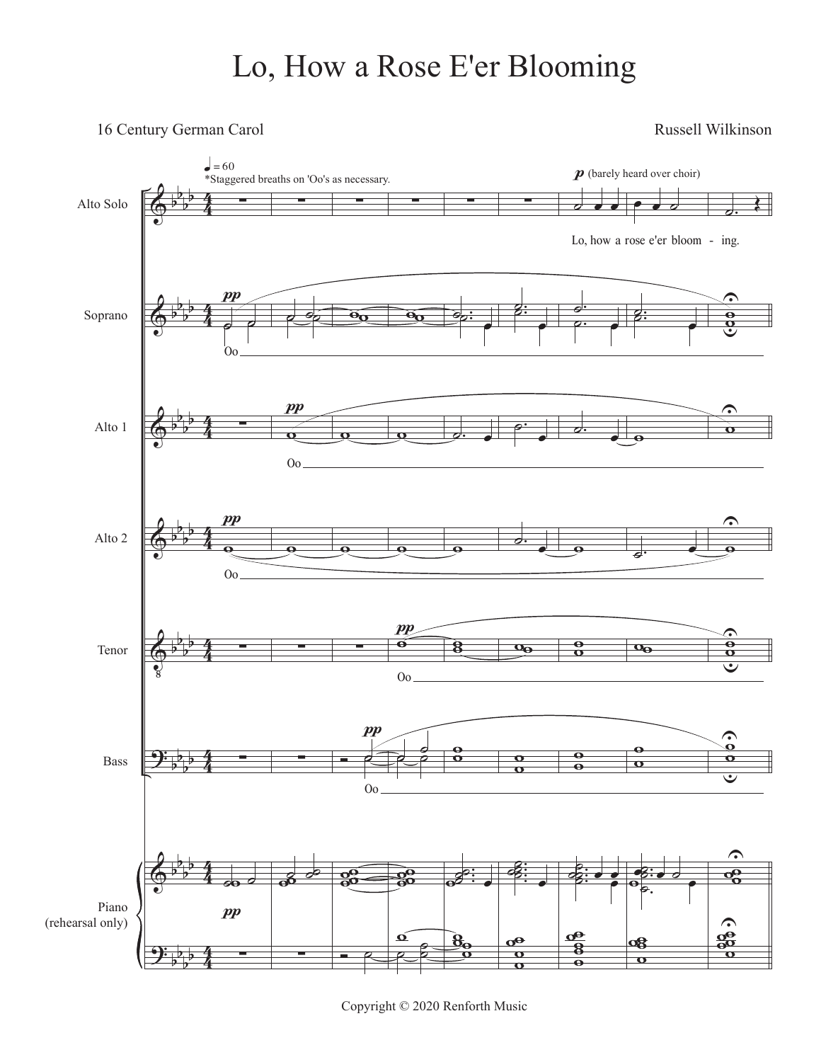# Lo, How a Rose E'er Blooming

16 Century German Carol

Russell Wilkinson

Copyright © 2020 Renforth Music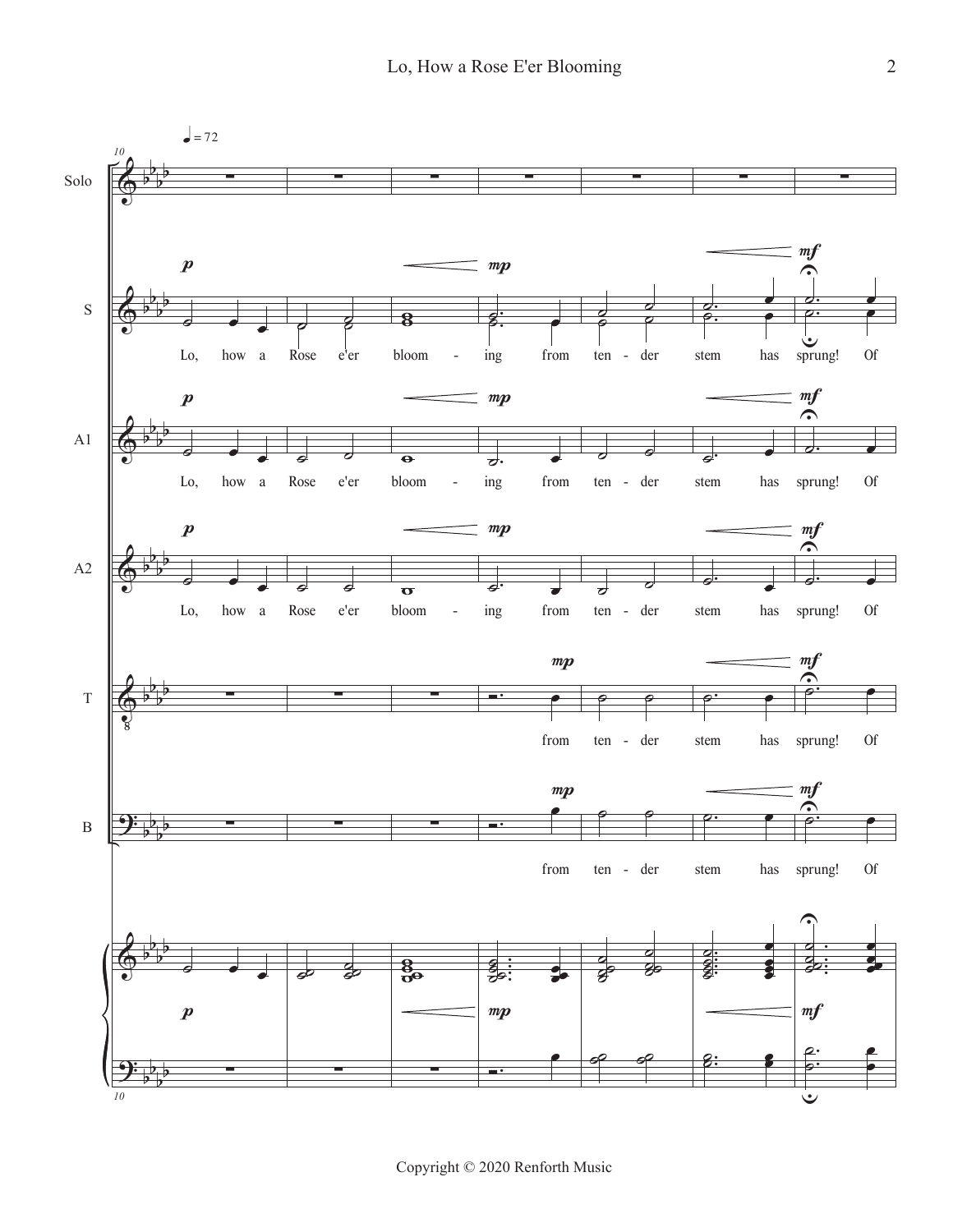♩ = 72

Solo

S — *p* — Lo, how a Rose e'er bloom - ing *mp* from ten - der stem has *mf* sprung! Of

A1 — *p* — Lo, how a Rose e'er bloom - ing *mp* from ten - der stem has *mf* sprung! Of

A2 — *p* — Lo, how a Rose e'er bloom - ing *mp* from ten - der stem has *mf* sprung! Of

T — *mp* from ten - der stem has *mf* sprung! Of

B — *mp* from ten - der stem has *mf* sprung! Of

Copyright © 2020 Renforth Music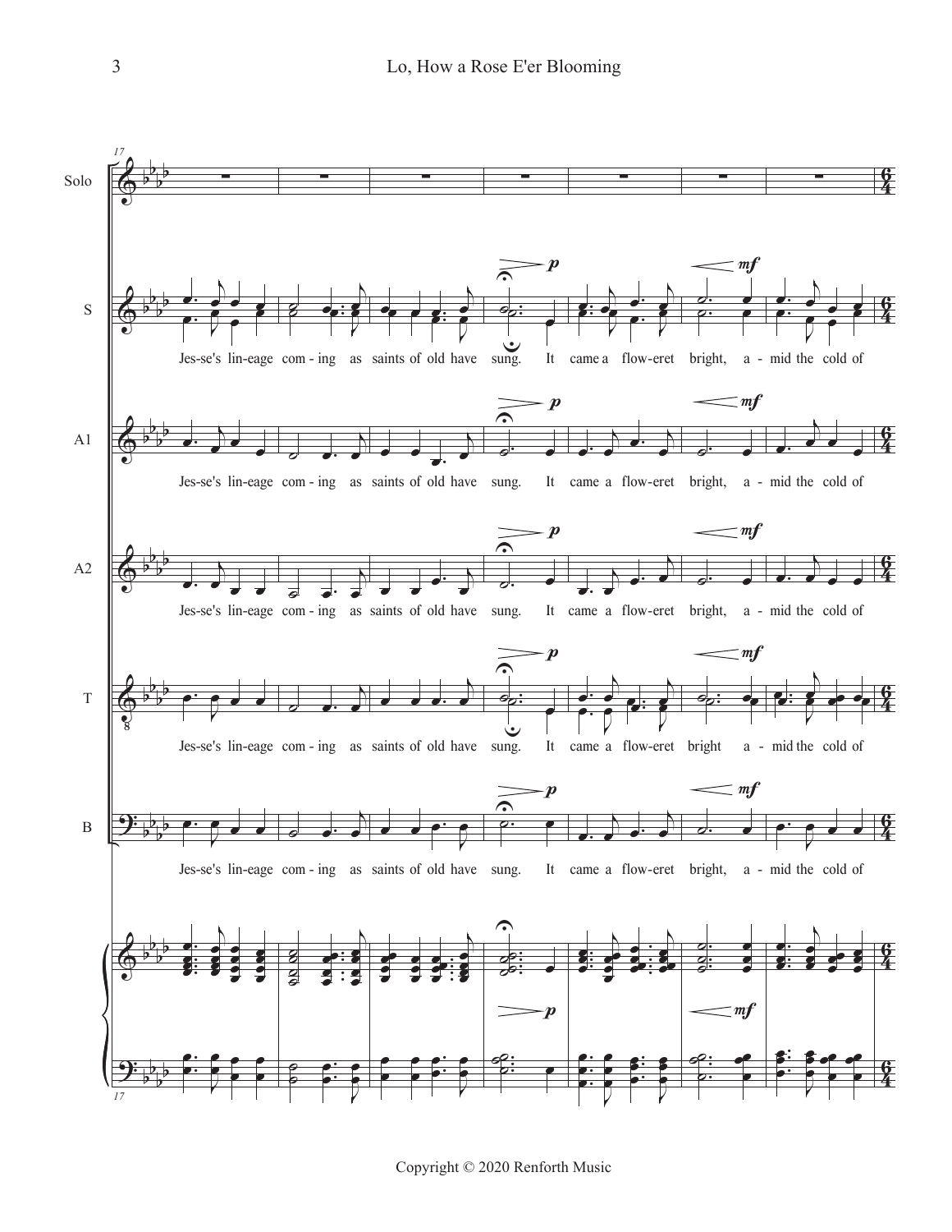Solo

S

Jes-se's lin-eage com - ing as saints of old have sung. It came a flow-eret bright, a - mid the cold of

A1

Jes-se's lin-eage com - ing as saints of old have sung. It came a flow-eret bright, a - mid the cold of

A2

Jes-se's lin-eage com - ing as saints of old have sung. It came a flow-eret bright, a - mid the cold of

T

Jes-se's lin-eage com - ing as saints of old have sung. It came a flow-eret bright a - mid the cold of

B

Jes-se's lin-eage com - ing as saints of old have sung. It came a flow-eret bright, a - mid the cold of

Copyright © 2020 Renforth Music